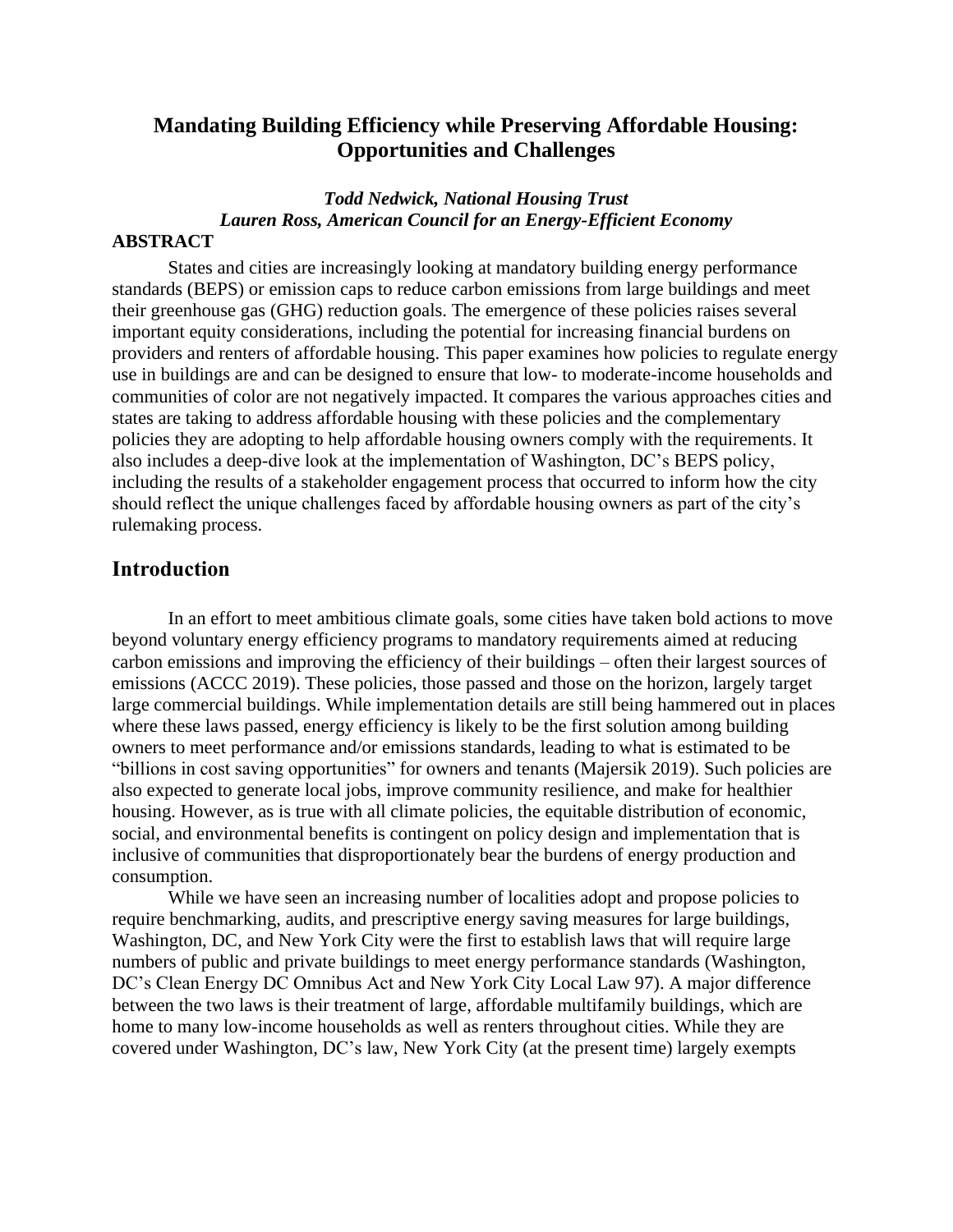# Mandating Building Efficiency while Preserving Affordable Housing: Opportunities and Challenges

***Todd Nedwick, National Housing Trust***
***Lauren Ross, American Council for an Energy-Efficient Economy***

**ABSTRACT**

States and cities are increasingly looking at mandatory building energy performance standards (BEPS) or emission caps to reduce carbon emissions from large buildings and meet their greenhouse gas (GHG) reduction goals. The emergence of these policies raises several important equity considerations, including the potential for increasing financial burdens on providers and renters of affordable housing. This paper examines how policies to regulate energy use in buildings are and can be designed to ensure that low- to moderate-income households and communities of color are not negatively impacted. It compares the various approaches cities and states are taking to address affordable housing with these policies and the complementary policies they are adopting to help affordable housing owners comply with the requirements. It also includes a deep-dive look at the implementation of Washington, DC's BEPS policy, including the results of a stakeholder engagement process that occurred to inform how the city should reflect the unique challenges faced by affordable housing owners as part of the city's rulemaking process.

## Introduction

In an effort to meet ambitious climate goals, some cities have taken bold actions to move beyond voluntary energy efficiency programs to mandatory requirements aimed at reducing carbon emissions and improving the efficiency of their buildings – often their largest sources of emissions (ACCC 2019). These policies, those passed and those on the horizon, largely target large commercial buildings. While implementation details are still being hammered out in places where these laws passed, energy efficiency is likely to be the first solution among building owners to meet performance and/or emissions standards, leading to what is estimated to be "billions in cost saving opportunities" for owners and tenants (Majersik 2019). Such policies are also expected to generate local jobs, improve community resilience, and make for healthier housing. However, as is true with all climate policies, the equitable distribution of economic, social, and environmental benefits is contingent on policy design and implementation that is inclusive of communities that disproportionately bear the burdens of energy production and consumption.

While we have seen an increasing number of localities adopt and propose policies to require benchmarking, audits, and prescriptive energy saving measures for large buildings, Washington, DC, and New York City were the first to establish laws that will require large numbers of public and private buildings to meet energy performance standards (Washington, DC's Clean Energy DC Omnibus Act and New York City Local Law 97). A major difference between the two laws is their treatment of large, affordable multifamily buildings, which are home to many low-income households as well as renters throughout cities. While they are covered under Washington, DC's law, New York City (at the present time) largely exempts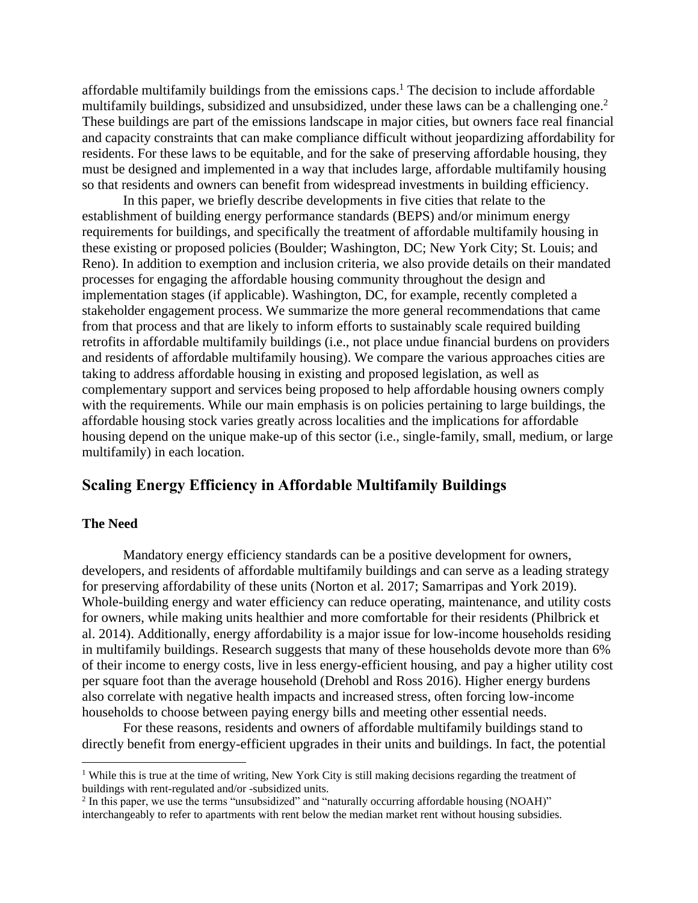affordable multifamily buildings from the emissions caps.[1] The decision to include affordable multifamily buildings, subsidized and unsubsidized, under these laws can be a challenging one.[2] These buildings are part of the emissions landscape in major cities, but owners face real financial and capacity constraints that can make compliance difficult without jeopardizing affordability for residents. For these laws to be equitable, and for the sake of preserving affordable housing, they must be designed and implemented in a way that includes large, affordable multifamily housing so that residents and owners can benefit from widespread investments in building efficiency.

In this paper, we briefly describe developments in five cities that relate to the establishment of building energy performance standards (BEPS) and/or minimum energy requirements for buildings, and specifically the treatment of affordable multifamily housing in these existing or proposed policies (Boulder; Washington, DC; New York City; St. Louis; and Reno). In addition to exemption and inclusion criteria, we also provide details on their mandated processes for engaging the affordable housing community throughout the design and implementation stages (if applicable). Washington, DC, for example, recently completed a stakeholder engagement process. We summarize the more general recommendations that came from that process and that are likely to inform efforts to sustainably scale required building retrofits in affordable multifamily buildings (i.e., not place undue financial burdens on providers and residents of affordable multifamily housing). We compare the various approaches cities are taking to address affordable housing in existing and proposed legislation, as well as complementary support and services being proposed to help affordable housing owners comply with the requirements. While our main emphasis is on policies pertaining to large buildings, the affordable housing stock varies greatly across localities and the implications for affordable housing depend on the unique make-up of this sector (i.e., single-family, small, medium, or large multifamily) in each location.

## Scaling Energy Efficiency in Affordable Multifamily Buildings

### The Need

Mandatory energy efficiency standards can be a positive development for owners, developers, and residents of affordable multifamily buildings and can serve as a leading strategy for preserving affordability of these units (Norton et al. 2017; Samarripas and York 2019). Whole-building energy and water efficiency can reduce operating, maintenance, and utility costs for owners, while making units healthier and more comfortable for their residents (Philbrick et al. 2014). Additionally, energy affordability is a major issue for low-income households residing in multifamily buildings. Research suggests that many of these households devote more than 6% of their income to energy costs, live in less energy-efficient housing, and pay a higher utility cost per square foot than the average household (Drehobl and Ross 2016). Higher energy burdens also correlate with negative health impacts and increased stress, often forcing low-income households to choose between paying energy bills and meeting other essential needs.

For these reasons, residents and owners of affordable multifamily buildings stand to directly benefit from energy-efficient upgrades in their units and buildings. In fact, the potential

---

[1] While this is true at the time of writing, New York City is still making decisions regarding the treatment of buildings with rent-regulated and/or -subsidized units.

[2] In this paper, we use the terms "unsubsidized" and "naturally occurring affordable housing (NOAH)" interchangeably to refer to apartments with rent below the median market rent without housing subsidies.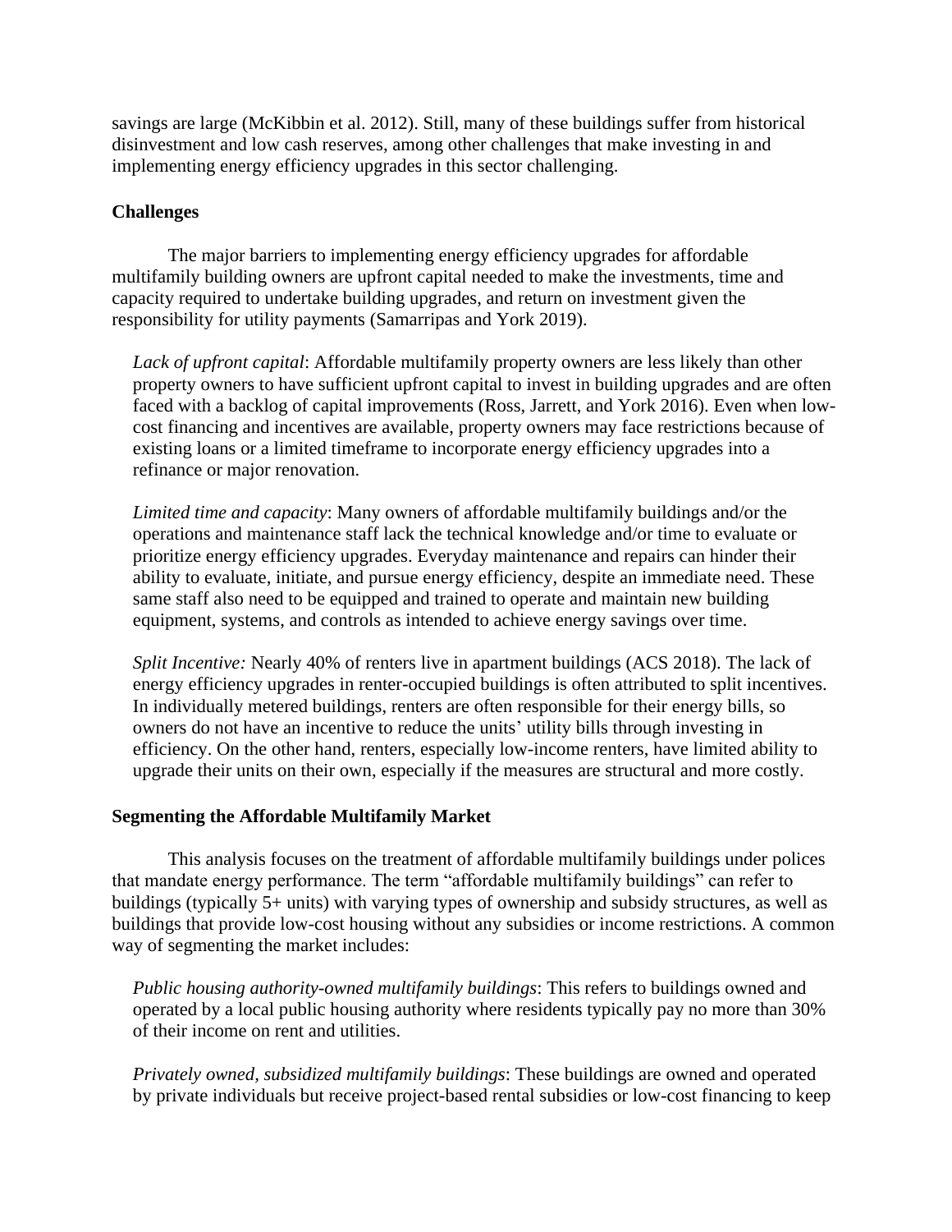savings are large (McKibbin et al. 2012). Still, many of these buildings suffer from historical disinvestment and low cash reserves, among other challenges that make investing in and implementing energy efficiency upgrades in this sector challenging.

**Challenges**

The major barriers to implementing energy efficiency upgrades for affordable multifamily building owners are upfront capital needed to make the investments, time and capacity required to undertake building upgrades, and return on investment given the responsibility for utility payments (Samarripas and York 2019).

*Lack of upfront capital*: Affordable multifamily property owners are less likely than other property owners to have sufficient upfront capital to invest in building upgrades and are often faced with a backlog of capital improvements (Ross, Jarrett, and York 2016). Even when low-cost financing and incentives are available, property owners may face restrictions because of existing loans or a limited timeframe to incorporate energy efficiency upgrades into a refinance or major renovation.

*Limited time and capacity*: Many owners of affordable multifamily buildings and/or the operations and maintenance staff lack the technical knowledge and/or time to evaluate or prioritize energy efficiency upgrades. Everyday maintenance and repairs can hinder their ability to evaluate, initiate, and pursue energy efficiency, despite an immediate need. These same staff also need to be equipped and trained to operate and maintain new building equipment, systems, and controls as intended to achieve energy savings over time.

*Split Incentive:* Nearly 40% of renters live in apartment buildings (ACS 2018). The lack of energy efficiency upgrades in renter-occupied buildings is often attributed to split incentives. In individually metered buildings, renters are often responsible for their energy bills, so owners do not have an incentive to reduce the units' utility bills through investing in efficiency. On the other hand, renters, especially low-income renters, have limited ability to upgrade their units on their own, especially if the measures are structural and more costly.

**Segmenting the Affordable Multifamily Market**

This analysis focuses on the treatment of affordable multifamily buildings under polices that mandate energy performance. The term "affordable multifamily buildings" can refer to buildings (typically 5+ units) with varying types of ownership and subsidy structures, as well as buildings that provide low-cost housing without any subsidies or income restrictions. A common way of segmenting the market includes:

*Public housing authority-owned multifamily buildings*: This refers to buildings owned and operated by a local public housing authority where residents typically pay no more than 30% of their income on rent and utilities.

*Privately owned, subsidized multifamily buildings*: These buildings are owned and operated by private individuals but receive project-based rental subsidies or low-cost financing to keep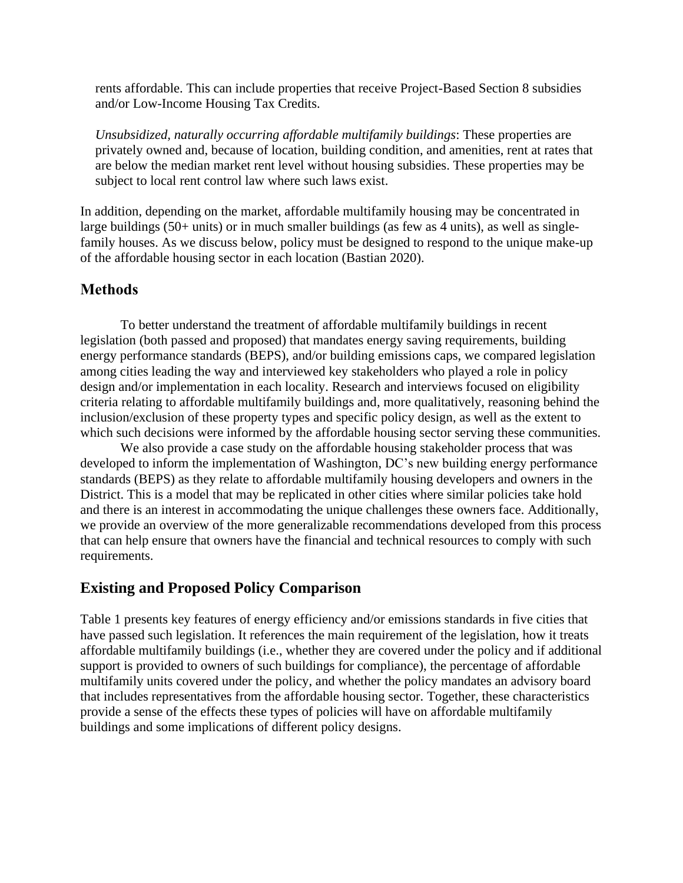rents affordable. This can include properties that receive Project-Based Section 8 subsidies and/or Low-Income Housing Tax Credits.

*Unsubsidized, naturally occurring affordable multifamily buildings*: These properties are privately owned and, because of location, building condition, and amenities, rent at rates that are below the median market rent level without housing subsidies. These properties may be subject to local rent control law where such laws exist.

In addition, depending on the market, affordable multifamily housing may be concentrated in large buildings (50+ units) or in much smaller buildings (as few as 4 units), as well as single-family houses. As we discuss below, policy must be designed to respond to the unique make-up of the affordable housing sector in each location (Bastian 2020).

## Methods

To better understand the treatment of affordable multifamily buildings in recent legislation (both passed and proposed) that mandates energy saving requirements, building energy performance standards (BEPS), and/or building emissions caps, we compared legislation among cities leading the way and interviewed key stakeholders who played a role in policy design and/or implementation in each locality. Research and interviews focused on eligibility criteria relating to affordable multifamily buildings and, more qualitatively, reasoning behind the inclusion/exclusion of these property types and specific policy design, as well as the extent to which such decisions were informed by the affordable housing sector serving these communities.

We also provide a case study on the affordable housing stakeholder process that was developed to inform the implementation of Washington, DC's new building energy performance standards (BEPS) as they relate to affordable multifamily housing developers and owners in the District. This is a model that may be replicated in other cities where similar policies take hold and there is an interest in accommodating the unique challenges these owners face. Additionally, we provide an overview of the more generalizable recommendations developed from this process that can help ensure that owners have the financial and technical resources to comply with such requirements.

## Existing and Proposed Policy Comparison

Table 1 presents key features of energy efficiency and/or emissions standards in five cities that have passed such legislation. It references the main requirement of the legislation, how it treats affordable multifamily buildings (i.e., whether they are covered under the policy and if additional support is provided to owners of such buildings for compliance), the percentage of affordable multifamily units covered under the policy, and whether the policy mandates an advisory board that includes representatives from the affordable housing sector. Together, these characteristics provide a sense of the effects these types of policies will have on affordable multifamily buildings and some implications of different policy designs.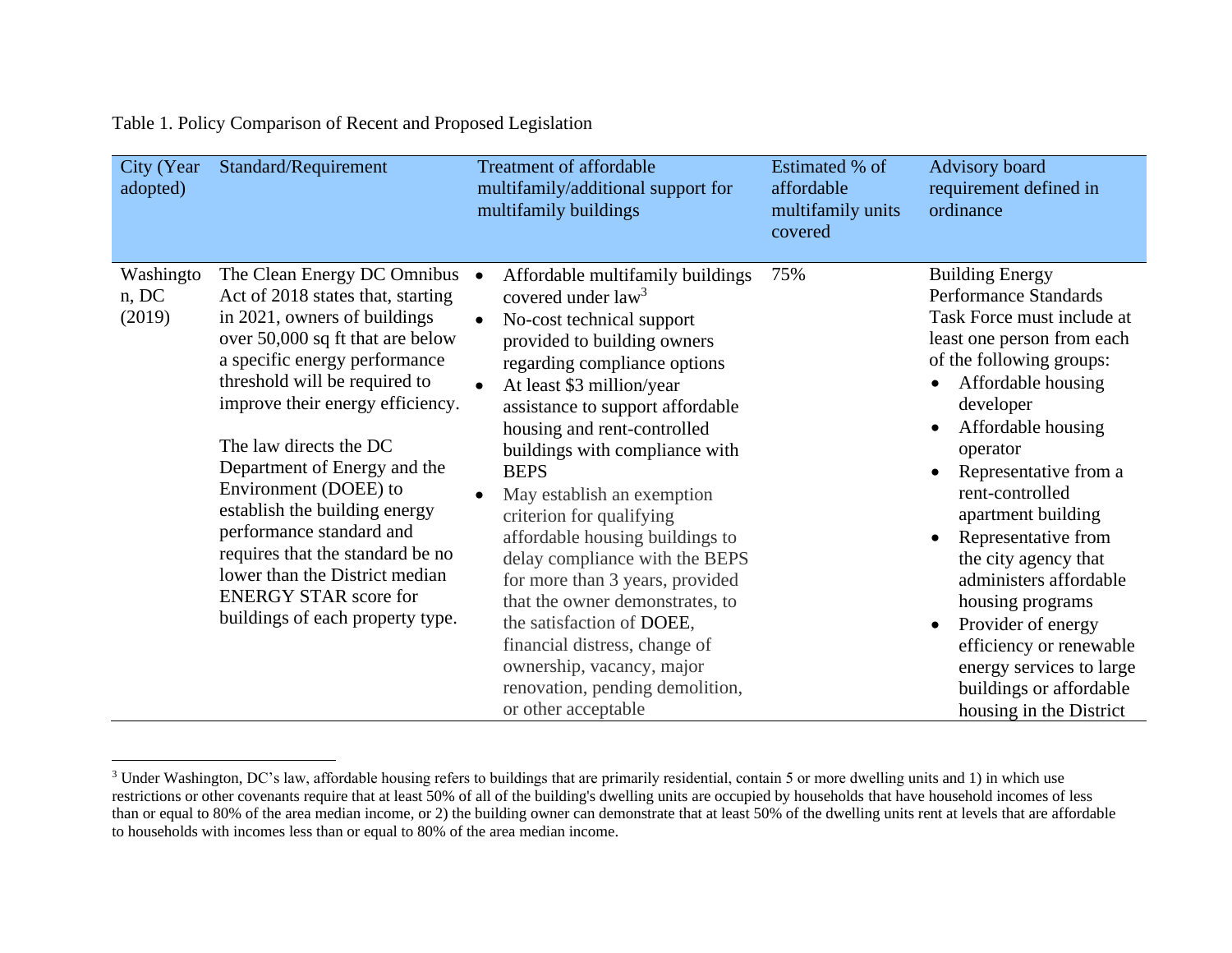Table 1. Policy Comparison of Recent and Proposed Legislation

| City (Year adopted) | Standard/Requirement | Treatment of affordable multifamily/additional support for multifamily buildings | Estimated % of affordable multifamily units covered | Advisory board requirement defined in ordinance |
|---|---|---|---|---|
| Washington, DC (2019) | The Clean Energy DC Omnibus Act of 2018 states that, starting in 2021, owners of buildings over 50,000 sq ft that are below a specific energy performance threshold will be required to improve their energy efficiency.<br><br>The law directs the DC Department of Energy and the Environment (DOEE) to establish the building energy performance standard and requires that the standard be no lower than the District median ENERGY STAR score for buildings of each property type. | • Affordable multifamily buildings covered under law[3]<br>• No-cost technical support provided to building owners regarding compliance options<br>• At least $3 million/year assistance to support affordable housing and rent-controlled buildings with compliance with BEPS<br>• May establish an exemption criterion for qualifying affordable housing buildings to delay compliance with the BEPS for more than 3 years, provided that the owner demonstrates, to the satisfaction of DOEE, financial distress, change of ownership, vacancy, major renovation, pending demolition, or other acceptable | 75% | Building Energy Performance Standards Task Force must include at least one person from each of the following groups:<br>• Affordable housing developer<br>• Affordable housing operator<br>• Representative from a rent-controlled apartment building<br>• Representative from the city agency that administers affordable housing programs<br>• Provider of energy efficiency or renewable energy services to large buildings or affordable housing in the District |

[3] Under Washington, DC's law, affordable housing refers to buildings that are primarily residential, contain 5 or more dwelling units and 1) in which use restrictions or other covenants require that at least 50% of all of the building's dwelling units are occupied by households that have household incomes of less than or equal to 80% of the area median income, or 2) the building owner can demonstrate that at least 50% of the dwelling units rent at levels that are affordable to households with incomes less than or equal to 80% of the area median income.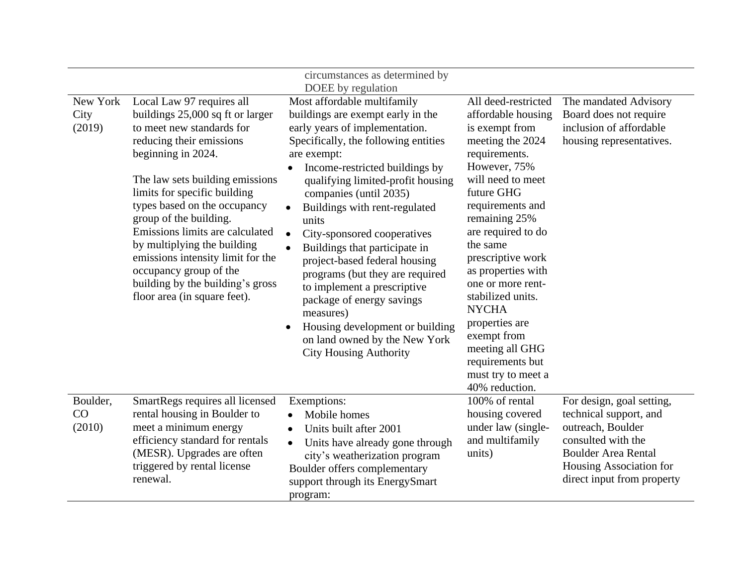| | | circumstances as determined by DOEE by regulation | | |
|---|---|---|---|---|
| New York City (2019) | Local Law 97 requires all buildings 25,000 sq ft or larger to meet new standards for reducing their emissions beginning in 2024.<br><br>The law sets building emissions limits for specific building types based on the occupancy group of the building. Emissions limits are calculated by multiplying the building emissions intensity limit for the occupancy group of the building by the building's gross floor area (in square feet). | Most affordable multifamily buildings are exempt early in the early years of implementation. Specifically, the following entities are exempt:<br>• Income-restricted buildings by qualifying limited-profit housing companies (until 2035)<br>• Buildings with rent-regulated units<br>• City-sponsored cooperatives<br>• Buildings that participate in project-based federal housing programs (but they are required to implement a prescriptive package of energy savings measures)<br>• Housing development or building on land owned by the New York City Housing Authority | All deed-restricted affordable housing is exempt from meeting the 2024 requirements. However, 75% will need to meet future GHG requirements and remaining 25% are required to do the same prescriptive work as properties with one or more rent-stabilized units. NYCHA properties are exempt from meeting all GHG requirements but must try to meet a 40% reduction. | The mandated Advisory Board does not require inclusion of affordable housing representatives. |
| Boulder, CO (2010) | SmartRegs requires all licensed rental housing in Boulder to meet a minimum energy efficiency standard for rentals (MESR). Upgrades are often triggered by rental license renewal. | Exemptions:<br>• Mobile homes<br>• Units built after 2001<br>• Units have already gone through city's weatherization program<br>Boulder offers complementary support through its EnergySmart program: | 100% of rental housing covered under law (single- and multifamily units) | For design, goal setting, technical support, and outreach, Boulder consulted with the Boulder Area Rental Housing Association for direct input from property |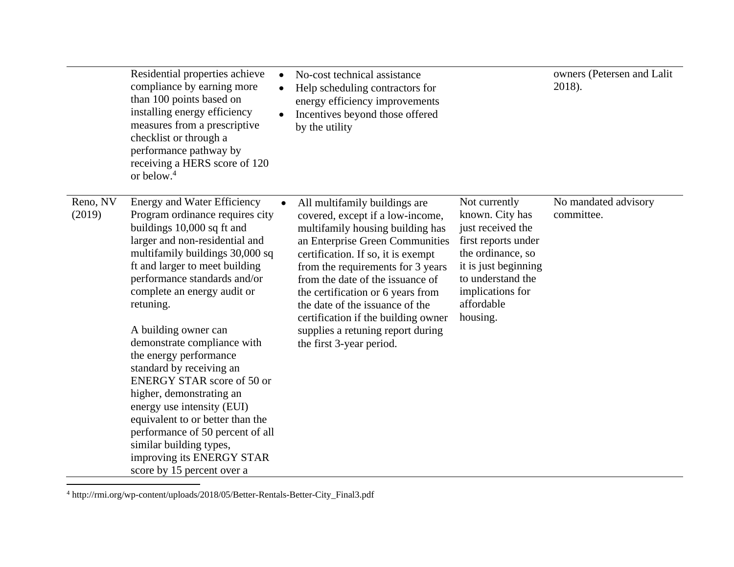| | | | | |
|---|---|---|---|---|
| | Residential properties achieve compliance by earning more than 100 points based on installing energy efficiency measures from a prescriptive checklist or through a performance pathway by receiving a HERS score of 120 or below.[4] | • No-cost technical assistance<br>• Help scheduling contractors for energy efficiency improvements<br>• Incentives beyond those offered by the utility | | owners (Petersen and Lalit 2018). |
| Reno, NV (2019) | Energy and Water Efficiency Program ordinance requires city buildings 10,000 sq ft and larger and non-residential and multifamily buildings 30,000 sq ft and larger to meet building performance standards and/or complete an energy audit or retuning.<br><br>A building owner can demonstrate compliance with the energy performance standard by receiving an ENERGY STAR score of 50 or higher, demonstrating an energy use intensity (EUI) equivalent to or better than the performance of 50 percent of all similar building types, improving its ENERGY STAR score by 15 percent over a | • All multifamily buildings are covered, except if a low-income, multifamily housing building has an Enterprise Green Communities certification. If so, it is exempt from the requirements for 3 years from the date of the issuance of the certification or 6 years from the date of the issuance of the certification if the building owner supplies a retuning report during the first 3-year period. | Not currently known. City has just received the first reports under the ordinance, so it is just beginning to understand the implications for affordable housing. | No mandated advisory committee. |

[4] http://rmi.org/wp-content/uploads/2018/05/Better-Rentals-Better-City_Final3.pdf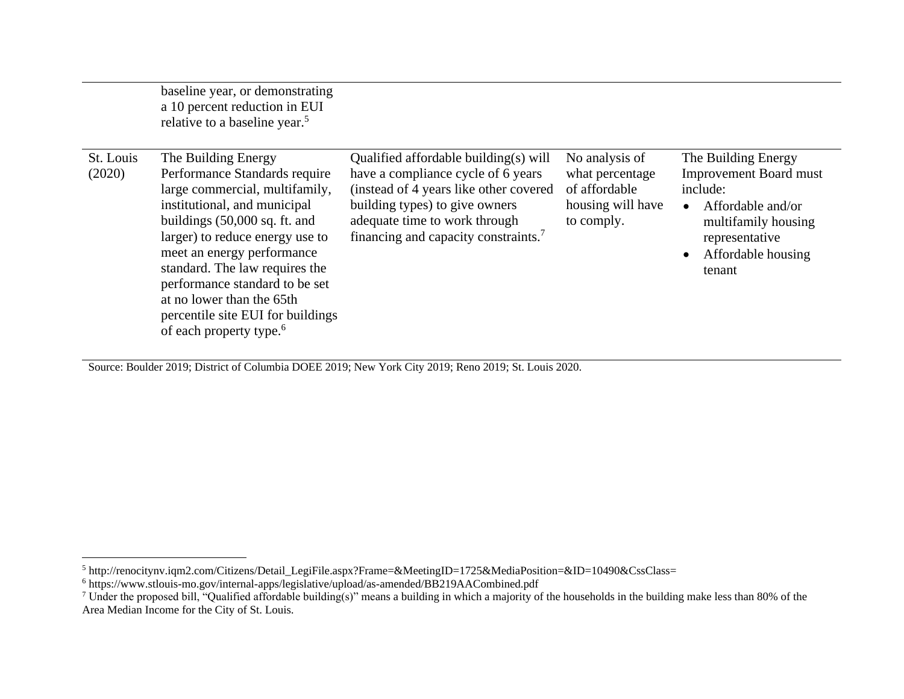| | | | | |
|---|---|---|---|---|
| | baseline year, or demonstrating a 10 percent reduction in EUI relative to a baseline year.[5] | | | |
| St. Louis (2020) | The Building Energy Performance Standards require large commercial, multifamily, institutional, and municipal buildings (50,000 sq. ft. and larger) to reduce energy use to meet an energy performance standard. The law requires the performance standard to be set at no lower than the 65th percentile site EUI for buildings of each property type.[6] | Qualified affordable building(s) will have a compliance cycle of 6 years (instead of 4 years like other covered building types) to give owners adequate time to work through financing and capacity constraints.[7] | No analysis of what percentage of affordable housing will have to comply. | The Building Energy Improvement Board must include: <br>• Affordable and/or multifamily housing representative <br>• Affordable housing tenant |

Source: Boulder 2019; District of Columbia DOEE 2019; New York City 2019; Reno 2019; St. Louis 2020.

[5] http://renocitynv.iqm2.com/Citizens/Detail_LegiFile.aspx?Frame=&MeetingID=1725&MediaPosition=&ID=10490&CssClass=

[6] https://www.stlouis-mo.gov/internal-apps/legislative/upload/as-amended/BB219AACombined.pdf

[7] Under the proposed bill, "Qualified affordable building(s)" means a building in which a majority of the households in the building make less than 80% of the Area Median Income for the City of St. Louis.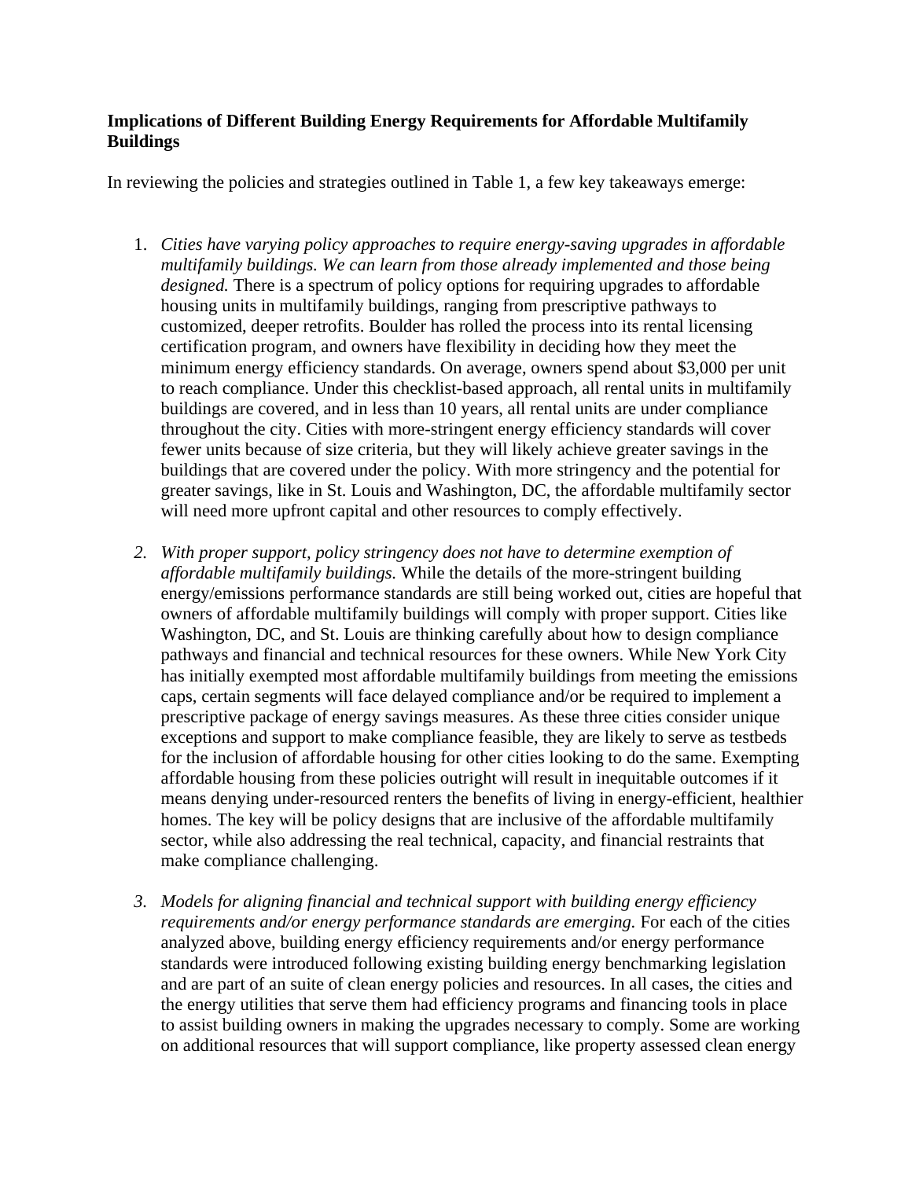**Implications of Different Building Energy Requirements for Affordable Multifamily Buildings**

In reviewing the policies and strategies outlined in Table 1, a few key takeaways emerge:

1. *Cities have varying policy approaches to require energy-saving upgrades in affordable multifamily buildings. We can learn from those already implemented and those being designed.* There is a spectrum of policy options for requiring upgrades to affordable housing units in multifamily buildings, ranging from prescriptive pathways to customized, deeper retrofits. Boulder has rolled the process into its rental licensing certification program, and owners have flexibility in deciding how they meet the minimum energy efficiency standards. On average, owners spend about $3,000 per unit to reach compliance. Under this checklist-based approach, all rental units in multifamily buildings are covered, and in less than 10 years, all rental units are under compliance throughout the city. Cities with more-stringent energy efficiency standards will cover fewer units because of size criteria, but they will likely achieve greater savings in the buildings that are covered under the policy. With more stringency and the potential for greater savings, like in St. Louis and Washington, DC, the affordable multifamily sector will need more upfront capital and other resources to comply effectively.

2. *With proper support, policy stringency does not have to determine exemption of affordable multifamily buildings.* While the details of the more-stringent building energy/emissions performance standards are still being worked out, cities are hopeful that owners of affordable multifamily buildings will comply with proper support. Cities like Washington, DC, and St. Louis are thinking carefully about how to design compliance pathways and financial and technical resources for these owners. While New York City has initially exempted most affordable multifamily buildings from meeting the emissions caps, certain segments will face delayed compliance and/or be required to implement a prescriptive package of energy savings measures. As these three cities consider unique exceptions and support to make compliance feasible, they are likely to serve as testbeds for the inclusion of affordable housing for other cities looking to do the same. Exempting affordable housing from these policies outright will result in inequitable outcomes if it means denying under-resourced renters the benefits of living in energy-efficient, healthier homes. The key will be policy designs that are inclusive of the affordable multifamily sector, while also addressing the real technical, capacity, and financial restraints that make compliance challenging.

3. *Models for aligning financial and technical support with building energy efficiency requirements and/or energy performance standards are emerging.* For each of the cities analyzed above, building energy efficiency requirements and/or energy performance standards were introduced following existing building energy benchmarking legislation and are part of an suite of clean energy policies and resources. In all cases, the cities and the energy utilities that serve them had efficiency programs and financing tools in place to assist building owners in making the upgrades necessary to comply. Some are working on additional resources that will support compliance, like property assessed clean energy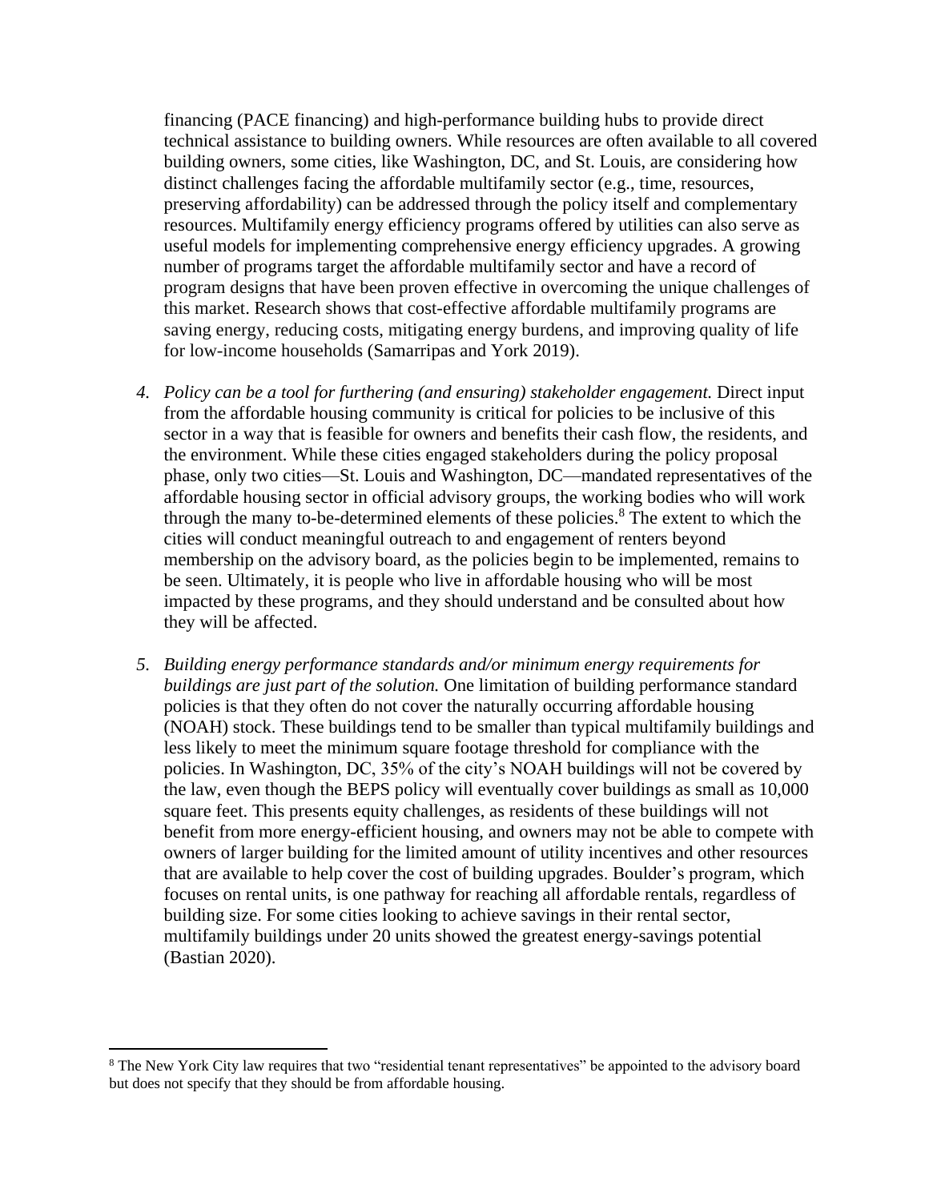financing (PACE financing) and high-performance building hubs to provide direct technical assistance to building owners. While resources are often available to all covered building owners, some cities, like Washington, DC, and St. Louis, are considering how distinct challenges facing the affordable multifamily sector (e.g., time, resources, preserving affordability) can be addressed through the policy itself and complementary resources. Multifamily energy efficiency programs offered by utilities can also serve as useful models for implementing comprehensive energy efficiency upgrades. A growing number of programs target the affordable multifamily sector and have a record of program designs that have been proven effective in overcoming the unique challenges of this market. Research shows that cost-effective affordable multifamily programs are saving energy, reducing costs, mitigating energy burdens, and improving quality of life for low-income households (Samarripas and York 2019).

4. *Policy can be a tool for furthering (and ensuring) stakeholder engagement.* Direct input from the affordable housing community is critical for policies to be inclusive of this sector in a way that is feasible for owners and benefits their cash flow, the residents, and the environment. While these cities engaged stakeholders during the policy proposal phase, only two cities—St. Louis and Washington, DC—mandated representatives of the affordable housing sector in official advisory groups, the working bodies who will work through the many to-be-determined elements of these policies.[8] The extent to which the cities will conduct meaningful outreach to and engagement of renters beyond membership on the advisory board, as the policies begin to be implemented, remains to be seen. Ultimately, it is people who live in affordable housing who will be most impacted by these programs, and they should understand and be consulted about how they will be affected.

5. *Building energy performance standards and/or minimum energy requirements for buildings are just part of the solution.* One limitation of building performance standard policies is that they often do not cover the naturally occurring affordable housing (NOAH) stock. These buildings tend to be smaller than typical multifamily buildings and less likely to meet the minimum square footage threshold for compliance with the policies. In Washington, DC, 35% of the city's NOAH buildings will not be covered by the law, even though the BEPS policy will eventually cover buildings as small as 10,000 square feet. This presents equity challenges, as residents of these buildings will not benefit from more energy-efficient housing, and owners may not be able to compete with owners of larger building for the limited amount of utility incentives and other resources that are available to help cover the cost of building upgrades. Boulder's program, which focuses on rental units, is one pathway for reaching all affordable rentals, regardless of building size. For some cities looking to achieve savings in their rental sector, multifamily buildings under 20 units showed the greatest energy-savings potential (Bastian 2020).

---

[8] The New York City law requires that two "residential tenant representatives" be appointed to the advisory board but does not specify that they should be from affordable housing.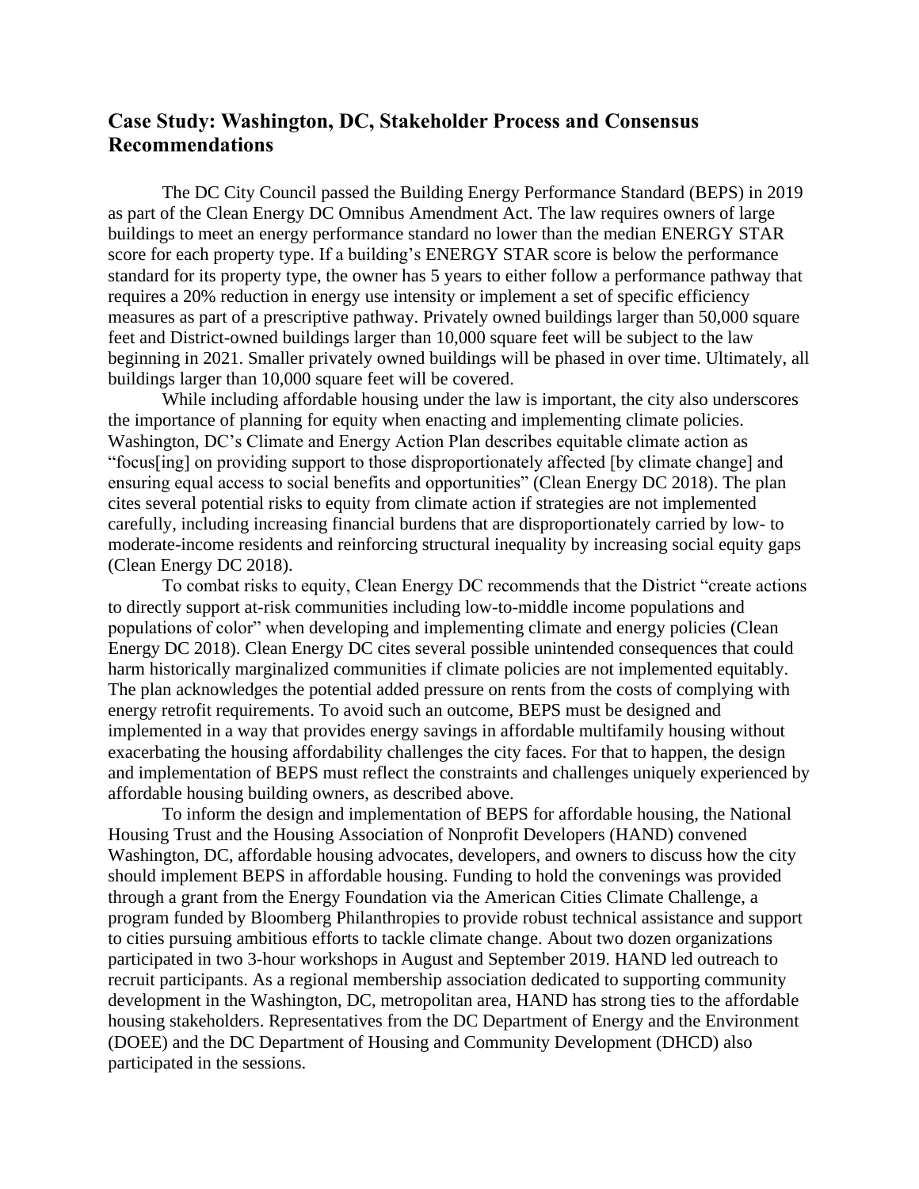## Case Study: Washington, DC, Stakeholder Process and Consensus Recommendations

The DC City Council passed the Building Energy Performance Standard (BEPS) in 2019 as part of the Clean Energy DC Omnibus Amendment Act. The law requires owners of large buildings to meet an energy performance standard no lower than the median ENERGY STAR score for each property type. If a building's ENERGY STAR score is below the performance standard for its property type, the owner has 5 years to either follow a performance pathway that requires a 20% reduction in energy use intensity or implement a set of specific efficiency measures as part of a prescriptive pathway. Privately owned buildings larger than 50,000 square feet and District-owned buildings larger than 10,000 square feet will be subject to the law beginning in 2021. Smaller privately owned buildings will be phased in over time. Ultimately, all buildings larger than 10,000 square feet will be covered.

While including affordable housing under the law is important, the city also underscores the importance of planning for equity when enacting and implementing climate policies. Washington, DC's Climate and Energy Action Plan describes equitable climate action as "focus[ing] on providing support to those disproportionately affected [by climate change] and ensuring equal access to social benefits and opportunities" (Clean Energy DC 2018). The plan cites several potential risks to equity from climate action if strategies are not implemented carefully, including increasing financial burdens that are disproportionately carried by low- to moderate-income residents and reinforcing structural inequality by increasing social equity gaps (Clean Energy DC 2018).

To combat risks to equity, Clean Energy DC recommends that the District "create actions to directly support at-risk communities including low-to-middle income populations and populations of color" when developing and implementing climate and energy policies (Clean Energy DC 2018). Clean Energy DC cites several possible unintended consequences that could harm historically marginalized communities if climate policies are not implemented equitably. The plan acknowledges the potential added pressure on rents from the costs of complying with energy retrofit requirements. To avoid such an outcome, BEPS must be designed and implemented in a way that provides energy savings in affordable multifamily housing without exacerbating the housing affordability challenges the city faces. For that to happen, the design and implementation of BEPS must reflect the constraints and challenges uniquely experienced by affordable housing building owners, as described above.

To inform the design and implementation of BEPS for affordable housing, the National Housing Trust and the Housing Association of Nonprofit Developers (HAND) convened Washington, DC, affordable housing advocates, developers, and owners to discuss how the city should implement BEPS in affordable housing. Funding to hold the convenings was provided through a grant from the Energy Foundation via the American Cities Climate Challenge, a program funded by Bloomberg Philanthropies to provide robust technical assistance and support to cities pursuing ambitious efforts to tackle climate change. About two dozen organizations participated in two 3-hour workshops in August and September 2019. HAND led outreach to recruit participants. As a regional membership association dedicated to supporting community development in the Washington, DC, metropolitan area, HAND has strong ties to the affordable housing stakeholders. Representatives from the DC Department of Energy and the Environment (DOEE) and the DC Department of Housing and Community Development (DHCD) also participated in the sessions.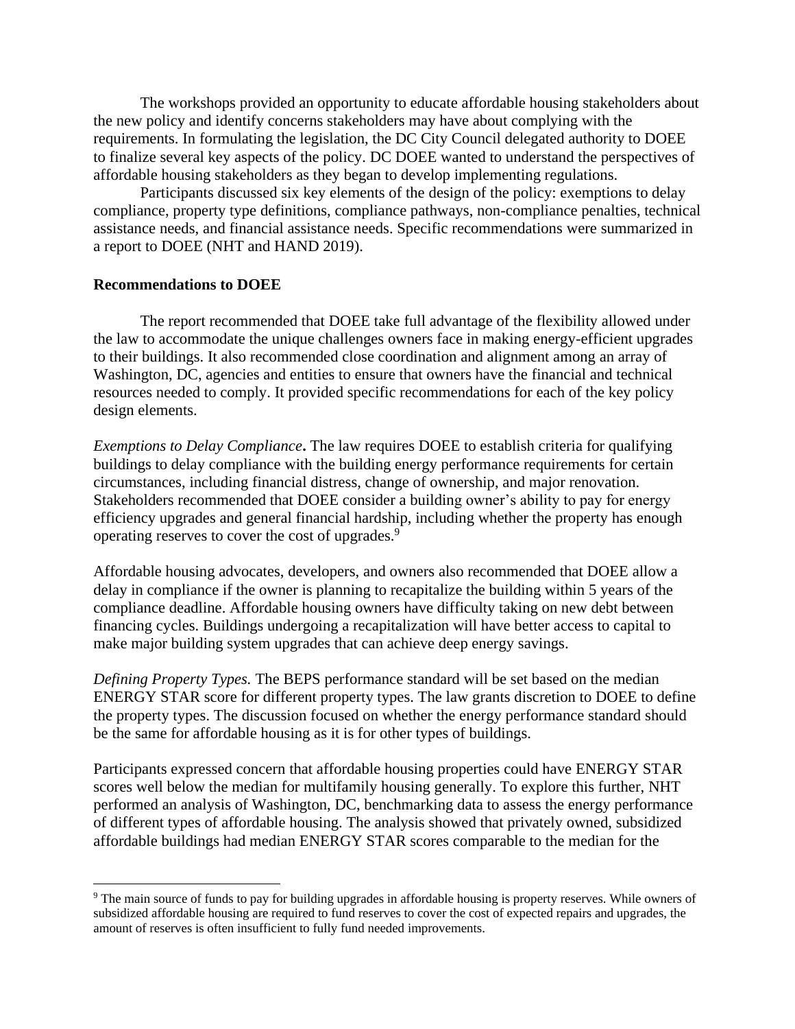The workshops provided an opportunity to educate affordable housing stakeholders about the new policy and identify concerns stakeholders may have about complying with the requirements. In formulating the legislation, the DC City Council delegated authority to DOEE to finalize several key aspects of the policy. DC DOEE wanted to understand the perspectives of affordable housing stakeholders as they began to develop implementing regulations.

Participants discussed six key elements of the design of the policy: exemptions to delay compliance, property type definitions, compliance pathways, non-compliance penalties, technical assistance needs, and financial assistance needs. Specific recommendations were summarized in a report to DOEE (NHT and HAND 2019).

**Recommendations to DOEE**

The report recommended that DOEE take full advantage of the flexibility allowed under the law to accommodate the unique challenges owners face in making energy-efficient upgrades to their buildings. It also recommended close coordination and alignment among an array of Washington, DC, agencies and entities to ensure that owners have the financial and technical resources needed to comply. It provided specific recommendations for each of the key policy design elements.

*Exemptions to Delay Compliance***.** The law requires DOEE to establish criteria for qualifying buildings to delay compliance with the building energy performance requirements for certain circumstances, including financial distress, change of ownership, and major renovation. Stakeholders recommended that DOEE consider a building owner's ability to pay for energy efficiency upgrades and general financial hardship, including whether the property has enough operating reserves to cover the cost of upgrades.[9]

Affordable housing advocates, developers, and owners also recommended that DOEE allow a delay in compliance if the owner is planning to recapitalize the building within 5 years of the compliance deadline. Affordable housing owners have difficulty taking on new debt between financing cycles. Buildings undergoing a recapitalization will have better access to capital to make major building system upgrades that can achieve deep energy savings.

*Defining Property Types.* The BEPS performance standard will be set based on the median ENERGY STAR score for different property types. The law grants discretion to DOEE to define the property types. The discussion focused on whether the energy performance standard should be the same for affordable housing as it is for other types of buildings.

Participants expressed concern that affordable housing properties could have ENERGY STAR scores well below the median for multifamily housing generally. To explore this further, NHT performed an analysis of Washington, DC, benchmarking data to assess the energy performance of different types of affordable housing. The analysis showed that privately owned, subsidized affordable buildings had median ENERGY STAR scores comparable to the median for the

[9] The main source of funds to pay for building upgrades in affordable housing is property reserves. While owners of subsidized affordable housing are required to fund reserves to cover the cost of expected repairs and upgrades, the amount of reserves is often insufficient to fully fund needed improvements.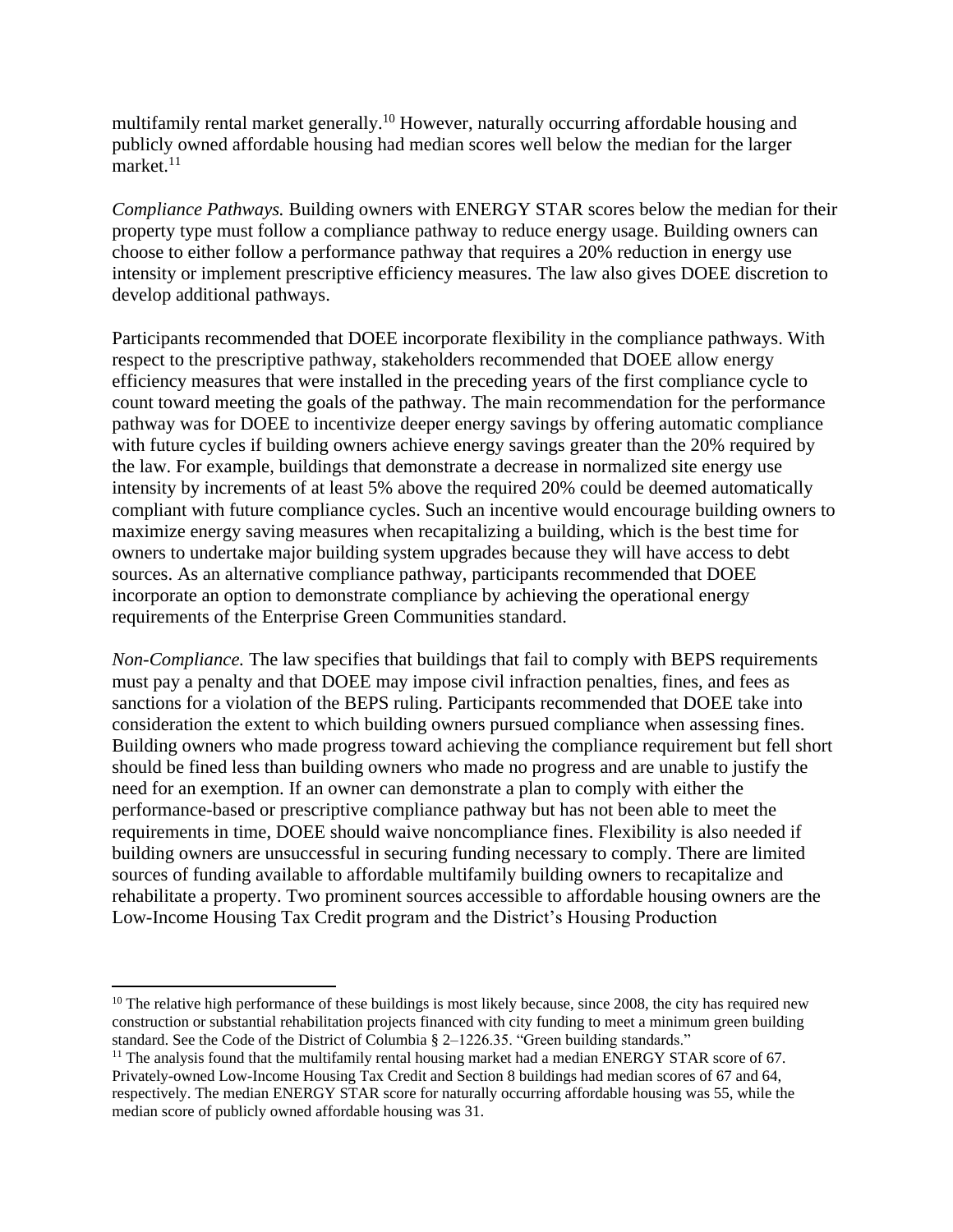multifamily rental market generally.[10] However, naturally occurring affordable housing and publicly owned affordable housing had median scores well below the median for the larger market.[11]

*Compliance Pathways.* Building owners with ENERGY STAR scores below the median for their property type must follow a compliance pathway to reduce energy usage. Building owners can choose to either follow a performance pathway that requires a 20% reduction in energy use intensity or implement prescriptive efficiency measures. The law also gives DOEE discretion to develop additional pathways.

Participants recommended that DOEE incorporate flexibility in the compliance pathways. With respect to the prescriptive pathway, stakeholders recommended that DOEE allow energy efficiency measures that were installed in the preceding years of the first compliance cycle to count toward meeting the goals of the pathway. The main recommendation for the performance pathway was for DOEE to incentivize deeper energy savings by offering automatic compliance with future cycles if building owners achieve energy savings greater than the 20% required by the law. For example, buildings that demonstrate a decrease in normalized site energy use intensity by increments of at least 5% above the required 20% could be deemed automatically compliant with future compliance cycles. Such an incentive would encourage building owners to maximize energy saving measures when recapitalizing a building, which is the best time for owners to undertake major building system upgrades because they will have access to debt sources. As an alternative compliance pathway, participants recommended that DOEE incorporate an option to demonstrate compliance by achieving the operational energy requirements of the Enterprise Green Communities standard.

*Non-Compliance.* The law specifies that buildings that fail to comply with BEPS requirements must pay a penalty and that DOEE may impose civil infraction penalties, fines, and fees as sanctions for a violation of the BEPS ruling. Participants recommended that DOEE take into consideration the extent to which building owners pursued compliance when assessing fines. Building owners who made progress toward achieving the compliance requirement but fell short should be fined less than building owners who made no progress and are unable to justify the need for an exemption. If an owner can demonstrate a plan to comply with either the performance-based or prescriptive compliance pathway but has not been able to meet the requirements in time, DOEE should waive noncompliance fines. Flexibility is also needed if building owners are unsuccessful in securing funding necessary to comply. There are limited sources of funding available to affordable multifamily building owners to recapitalize and rehabilitate a property. Two prominent sources accessible to affordable housing owners are the Low-Income Housing Tax Credit program and the District's Housing Production

---

[10] The relative high performance of these buildings is most likely because, since 2008, the city has required new construction or substantial rehabilitation projects financed with city funding to meet a minimum green building standard. See the Code of the District of Columbia § 2–1226.35. "Green building standards."

[11] The analysis found that the multifamily rental housing market had a median ENERGY STAR score of 67. Privately-owned Low-Income Housing Tax Credit and Section 8 buildings had median scores of 67 and 64, respectively. The median ENERGY STAR score for naturally occurring affordable housing was 55, while the median score of publicly owned affordable housing was 31.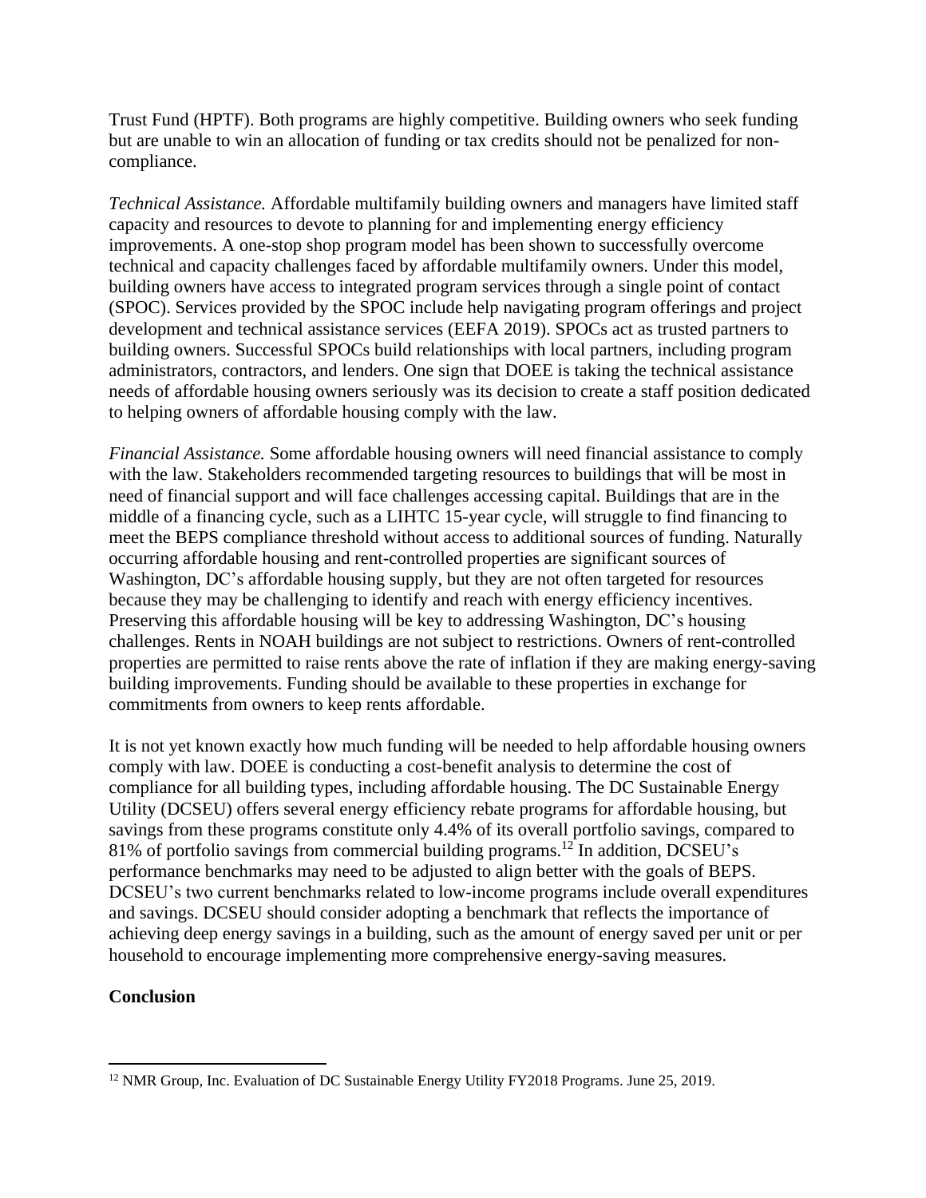Trust Fund (HPTF). Both programs are highly competitive. Building owners who seek funding but are unable to win an allocation of funding or tax credits should not be penalized for non-compliance.

*Technical Assistance.* Affordable multifamily building owners and managers have limited staff capacity and resources to devote to planning for and implementing energy efficiency improvements. A one-stop shop program model has been shown to successfully overcome technical and capacity challenges faced by affordable multifamily owners. Under this model, building owners have access to integrated program services through a single point of contact (SPOC). Services provided by the SPOC include help navigating program offerings and project development and technical assistance services (EEFA 2019). SPOCs act as trusted partners to building owners. Successful SPOCs build relationships with local partners, including program administrators, contractors, and lenders. One sign that DOEE is taking the technical assistance needs of affordable housing owners seriously was its decision to create a staff position dedicated to helping owners of affordable housing comply with the law.

*Financial Assistance.* Some affordable housing owners will need financial assistance to comply with the law. Stakeholders recommended targeting resources to buildings that will be most in need of financial support and will face challenges accessing capital. Buildings that are in the middle of a financing cycle, such as a LIHTC 15-year cycle, will struggle to find financing to meet the BEPS compliance threshold without access to additional sources of funding. Naturally occurring affordable housing and rent-controlled properties are significant sources of Washington, DC's affordable housing supply, but they are not often targeted for resources because they may be challenging to identify and reach with energy efficiency incentives. Preserving this affordable housing will be key to addressing Washington, DC's housing challenges. Rents in NOAH buildings are not subject to restrictions. Owners of rent-controlled properties are permitted to raise rents above the rate of inflation if they are making energy-saving building improvements. Funding should be available to these properties in exchange for commitments from owners to keep rents affordable.

It is not yet known exactly how much funding will be needed to help affordable housing owners comply with law. DOEE is conducting a cost-benefit analysis to determine the cost of compliance for all building types, including affordable housing. The DC Sustainable Energy Utility (DCSEU) offers several energy efficiency rebate programs for affordable housing, but savings from these programs constitute only 4.4% of its overall portfolio savings, compared to 81% of portfolio savings from commercial building programs.[12] In addition, DCSEU's performance benchmarks may need to be adjusted to align better with the goals of BEPS. DCSEU's two current benchmarks related to low-income programs include overall expenditures and savings. DCSEU should consider adopting a benchmark that reflects the importance of achieving deep energy savings in a building, such as the amount of energy saved per unit or per household to encourage implementing more comprehensive energy-saving measures.

**Conclusion**

[12] NMR Group, Inc. Evaluation of DC Sustainable Energy Utility FY2018 Programs. June 25, 2019.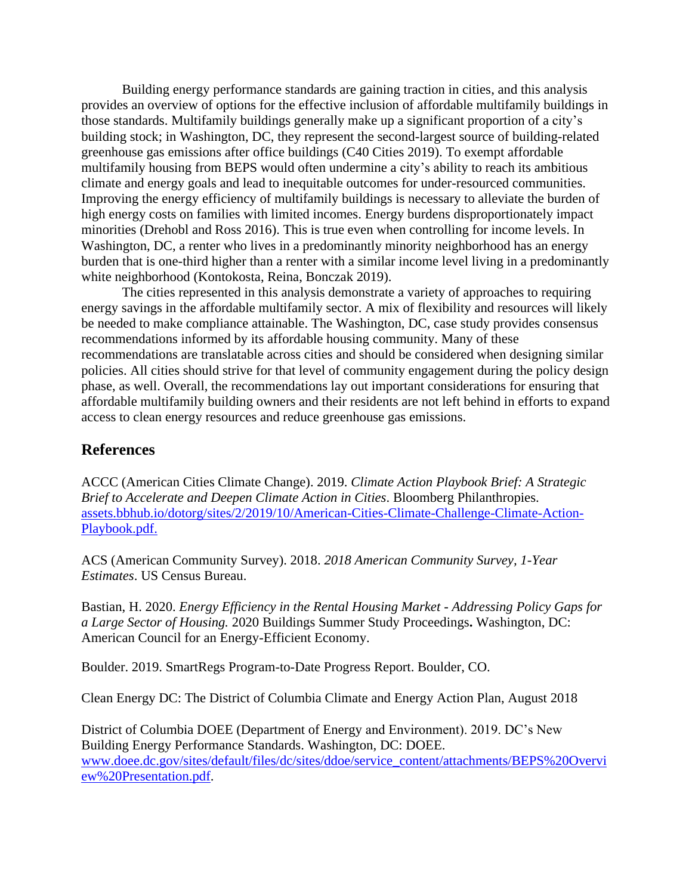Building energy performance standards are gaining traction in cities, and this analysis provides an overview of options for the effective inclusion of affordable multifamily buildings in those standards. Multifamily buildings generally make up a significant proportion of a city's building stock; in Washington, DC, they represent the second-largest source of building-related greenhouse gas emissions after office buildings (C40 Cities 2019). To exempt affordable multifamily housing from BEPS would often undermine a city's ability to reach its ambitious climate and energy goals and lead to inequitable outcomes for under-resourced communities. Improving the energy efficiency of multifamily buildings is necessary to alleviate the burden of high energy costs on families with limited incomes. Energy burdens disproportionately impact minorities (Drehobl and Ross 2016). This is true even when controlling for income levels. In Washington, DC, a renter who lives in a predominantly minority neighborhood has an energy burden that is one-third higher than a renter with a similar income level living in a predominantly white neighborhood (Kontokosta, Reina, Bonczak 2019).

The cities represented in this analysis demonstrate a variety of approaches to requiring energy savings in the affordable multifamily sector. A mix of flexibility and resources will likely be needed to make compliance attainable. The Washington, DC, case study provides consensus recommendations informed by its affordable housing community. Many of these recommendations are translatable across cities and should be considered when designing similar policies. All cities should strive for that level of community engagement during the policy design phase, as well. Overall, the recommendations lay out important considerations for ensuring that affordable multifamily building owners and their residents are not left behind in efforts to expand access to clean energy resources and reduce greenhouse gas emissions.

## References

ACCC (American Cities Climate Change). 2019. *Climate Action Playbook Brief: A Strategic Brief to Accelerate and Deepen Climate Action in Cities*. Bloomberg Philanthropies. [assets.bbhub.io/dotorg/sites/2/2019/10/American-Cities-Climate-Challenge-Climate-Action-Playbook.pdf.](assets.bbhub.io/dotorg/sites/2/2019/10/American-Cities-Climate-Challenge-Climate-Action-Playbook.pdf)

ACS (American Community Survey). 2018. *2018 American Community Survey, 1-Year Estimates*. US Census Bureau.

Bastian, H. 2020. *Energy Efficiency in the Rental Housing Market - Addressing Policy Gaps for a Large Sector of Housing.* 2020 Buildings Summer Study Proceedings**.** Washington, DC: American Council for an Energy-Efficient Economy.

Boulder. 2019. SmartRegs Program-to-Date Progress Report. Boulder, CO.

Clean Energy DC: The District of Columbia Climate and Energy Action Plan, August 2018

District of Columbia DOEE (Department of Energy and Environment). 2019. DC's New Building Energy Performance Standards. Washington, DC: DOEE. [www.doee.dc.gov/sites/default/files/dc/sites/ddoe/service_content/attachments/BEPS%20Overview%20Presentation.pdf](www.doee.dc.gov/sites/default/files/dc/sites/ddoe/service_content/attachments/BEPS%20Overview%20Presentation.pdf).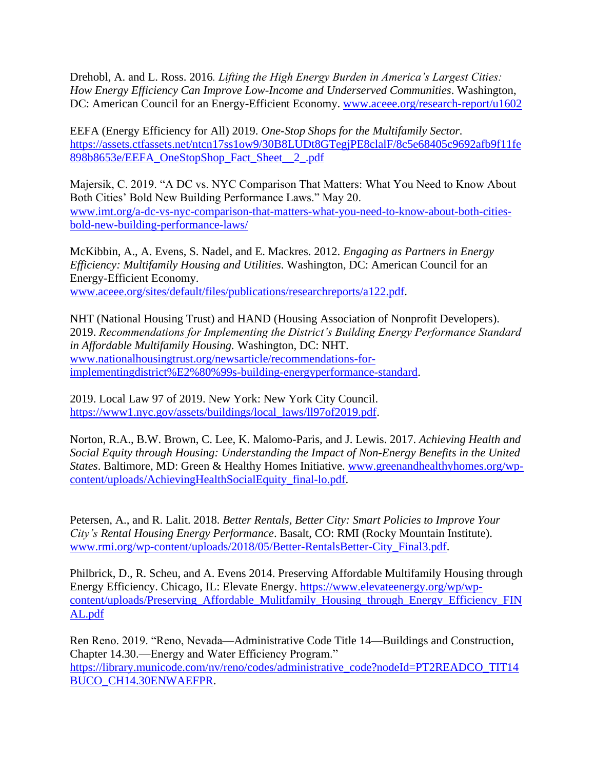Drehobl, A. and L. Ross. 2016. *Lifting the High Energy Burden in America's Largest Cities: How Energy Efficiency Can Improve Low-Income and Underserved Communities*. Washington, DC: American Council for an Energy-Efficient Economy. www.aceee.org/research-report/u1602

EEFA (Energy Efficiency for All) 2019. *One-Stop Shops for the Multifamily Sector*. https://assets.ctfassets.net/ntcn17ss1ow9/30B8LUDt8GTegjPE8clalF/8c5e68405c9692afb9f11fe898b8653e/EEFA_OneStopShop_Fact_Sheet__2_.pdf

Majersik, C. 2019. "A DC vs. NYC Comparison That Matters: What You Need to Know About Both Cities' Bold New Building Performance Laws." May 20. www.imt.org/a-dc-vs-nyc-comparison-that-matters-what-you-need-to-know-about-both-cities-bold-new-building-performance-laws/

McKibbin, A., A. Evens, S. Nadel, and E. Mackres. 2012. *Engaging as Partners in Energy Efficiency: Multifamily Housing and Utilities*. Washington, DC: American Council for an Energy-Efficient Economy. www.aceee.org/sites/default/files/publications/researchreports/a122.pdf.

NHT (National Housing Trust) and HAND (Housing Association of Nonprofit Developers). 2019. *Recommendations for Implementing the District's Building Energy Performance Standard in Affordable Multifamily Housing.* Washington, DC: NHT. www.nationalhousingtrust.org/newsarticle/recommendations-for-implementingdistrict%E2%80%99s-building-energyperformance-standard.

2019. Local Law 97 of 2019. New York: New York City Council. https://www1.nyc.gov/assets/buildings/local_laws/ll97of2019.pdf.

Norton, R.A., B.W. Brown, C. Lee, K. Malomo-Paris, and J. Lewis. 2017. *Achieving Health and Social Equity through Housing: Understanding the Impact of Non-Energy Benefits in the United States*. Baltimore, MD: Green & Healthy Homes Initiative. www.greenandhealthyhomes.org/wp-content/uploads/AchievingHealthSocialEquity_final-lo.pdf.

Petersen, A., and R. Lalit. 2018. *Better Rentals, Better City: Smart Policies to Improve Your City's Rental Housing Energy Performance*. Basalt, CO: RMI (Rocky Mountain Institute). www.rmi.org/wp-content/uploads/2018/05/Better-RentalsBetter-City_Final3.pdf.

Philbrick, D., R. Scheu, and A. Evens 2014. Preserving Affordable Multifamily Housing through Energy Efficiency. Chicago, IL: Elevate Energy. https://www.elevateenergy.org/wp/wp-content/uploads/Preserving_Affordable_Mulitfamily_Housing_through_Energy_Efficiency_FINAL.pdf

Ren Reno. 2019. "Reno, Nevada—Administrative Code Title 14—Buildings and Construction, Chapter 14.30.—Energy and Water Efficiency Program." https://library.municode.com/nv/reno/codes/administrative_code?nodeId=PT2READCO_TIT14BUCO_CH14.30ENWAEFPR.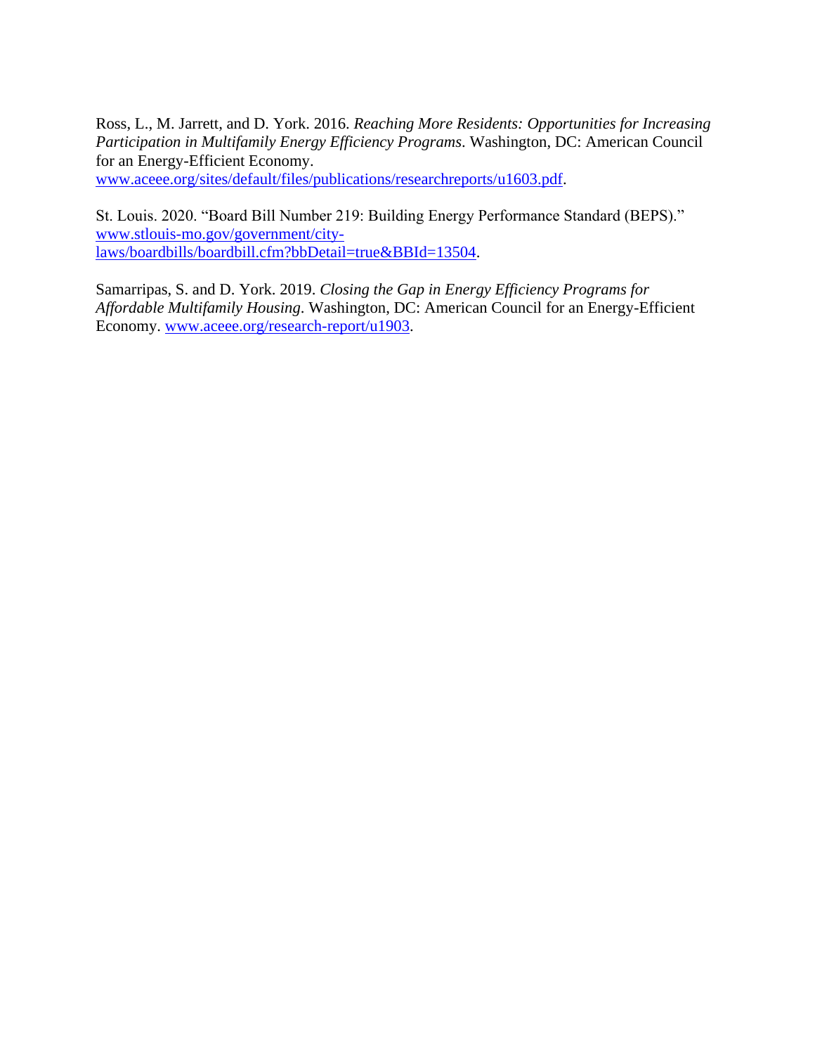Ross, L., M. Jarrett, and D. York. 2016. *Reaching More Residents: Opportunities for Increasing Participation in Multifamily Energy Efficiency Programs*. Washington, DC: American Council for an Energy-Efficient Economy. www.aceee.org/sites/default/files/publications/researchreports/u1603.pdf.

St. Louis. 2020. "Board Bill Number 219: Building Energy Performance Standard (BEPS)." www.stlouis-mo.gov/government/city-laws/boardbills/boardbill.cfm?bbDetail=true&BBId=13504.

Samarripas, S. and D. York. 2019. *Closing the Gap in Energy Efficiency Programs for Affordable Multifamily Housing*. Washington, DC: American Council for an Energy-Efficient Economy. www.aceee.org/research-report/u1903.